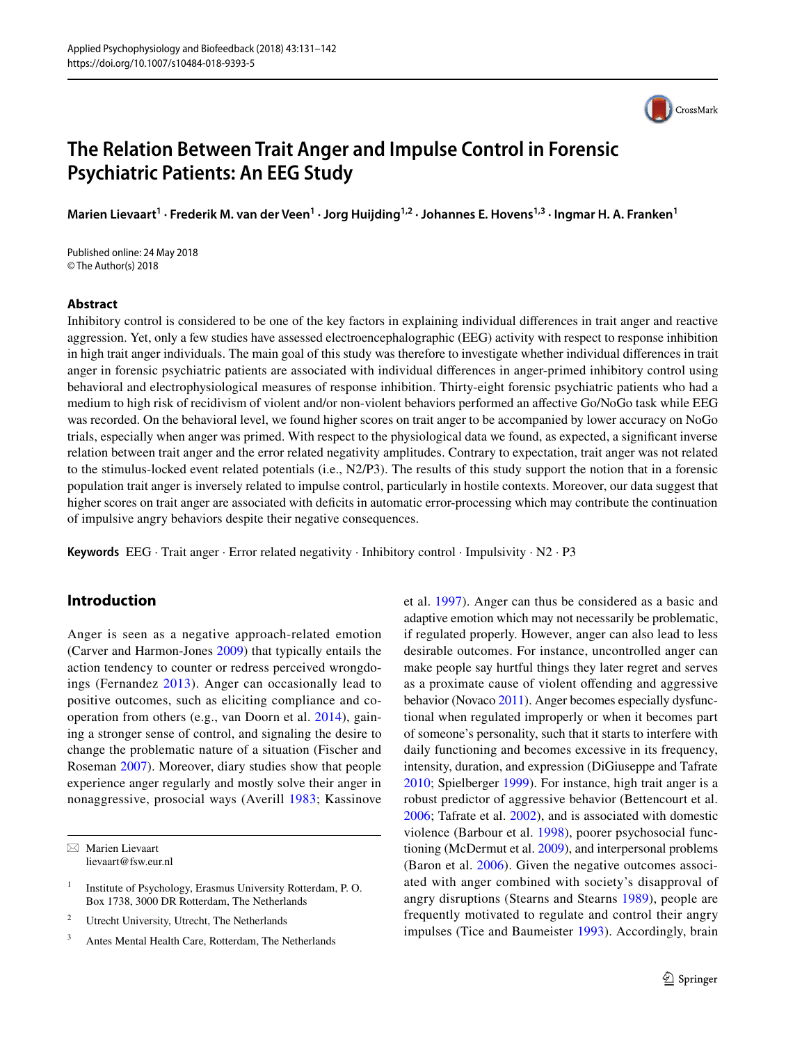# The Relation Between Trait Anger and Impulse Control in Forensic Psychiatric Patients: An EEG Study

**Marien Lievaart[1] · Frederik M. van der Veen[1] · Jorg Huijding[1,2] · Johannes E. Hovens[1,3] · Ingmar H. A. Franken[1]**

Published online: 24 May 2018
© The Author(s) 2018

## Abstract

Inhibitory control is considered to be one of the key factors in explaining individual differences in trait anger and reactive aggression. Yet, only a few studies have assessed electroencephalographic (EEG) activity with respect to response inhibition in high trait anger individuals. The main goal of this study was therefore to investigate whether individual differences in trait anger in forensic psychiatric patients are associated with individual differences in anger-primed inhibitory control using behavioral and electrophysiological measures of response inhibition. Thirty-eight forensic psychiatric patients who had a medium to high risk of recidivism of violent and/or non-violent behaviors performed an affective Go/NoGo task while EEG was recorded. On the behavioral level, we found higher scores on trait anger to be accompanied by lower accuracy on NoGo trials, especially when anger was primed. With respect to the physiological data we found, as expected, a significant inverse relation between trait anger and the error related negativity amplitudes. Contrary to expectation, trait anger was not related to the stimulus-locked event related potentials (i.e., N2/P3). The results of this study support the notion that in a forensic population trait anger is inversely related to impulse control, particularly in hostile contexts. Moreover, our data suggest that higher scores on trait anger are associated with deficits in automatic error-processing which may contribute the continuation of impulsive angry behaviors despite their negative consequences.

**Keywords** EEG · Trait anger · Error related negativity · Inhibitory control · Impulsivity · N2 · P3

## Introduction

Anger is seen as a negative approach-related emotion (Carver and Harmon-Jones 2009) that typically entails the action tendency to counter or redress perceived wrongdoings (Fernandez 2013). Anger can occasionally lead to positive outcomes, such as eliciting compliance and co-operation from others (e.g., van Doorn et al. 2014), gaining a stronger sense of control, and signaling the desire to change the problematic nature of a situation (Fischer and Roseman 2007). Moreover, diary studies show that people experience anger regularly and mostly solve their anger in nonaggressive, prosocial ways (Averill 1983; Kassinove et al. 1997). Anger can thus be considered as a basic and adaptive emotion which may not necessarily be problematic, if regulated properly. However, anger can also lead to less desirable outcomes. For instance, uncontrolled anger can make people say hurtful things they later regret and serves as a proximate cause of violent offending and aggressive behavior (Novaco 2011). Anger becomes especially dysfunctional when regulated improperly or when it becomes part of someone's personality, such that it starts to interfere with daily functioning and becomes excessive in its frequency, intensity, duration, and expression (DiGiuseppe and Tafrate 2010; Spielberger 1999). For instance, high trait anger is a robust predictor of aggressive behavior (Bettencourt et al. 2006; Tafrate et al. 2002), and is associated with domestic violence (Barbour et al. 1998), poorer psychosocial functioning (McDermut et al. 2009), and interpersonal problems (Baron et al. 2006). Given the negative outcomes associated with anger combined with society's disapproval of angry disruptions (Stearns and Stearns 1989), people are frequently motivated to regulate and control their angry impulses (Tice and Baumeister 1993). Accordingly, brain

---

✉ Marien Lievaart
lievaart@fsw.eur.nl

[1] Institute of Psychology, Erasmus University Rotterdam, P. O. Box 1738, 3000 DR Rotterdam, The Netherlands

[2] Utrecht University, Utrecht, The Netherlands

[3] Antes Mental Health Care, Rotterdam, The Netherlands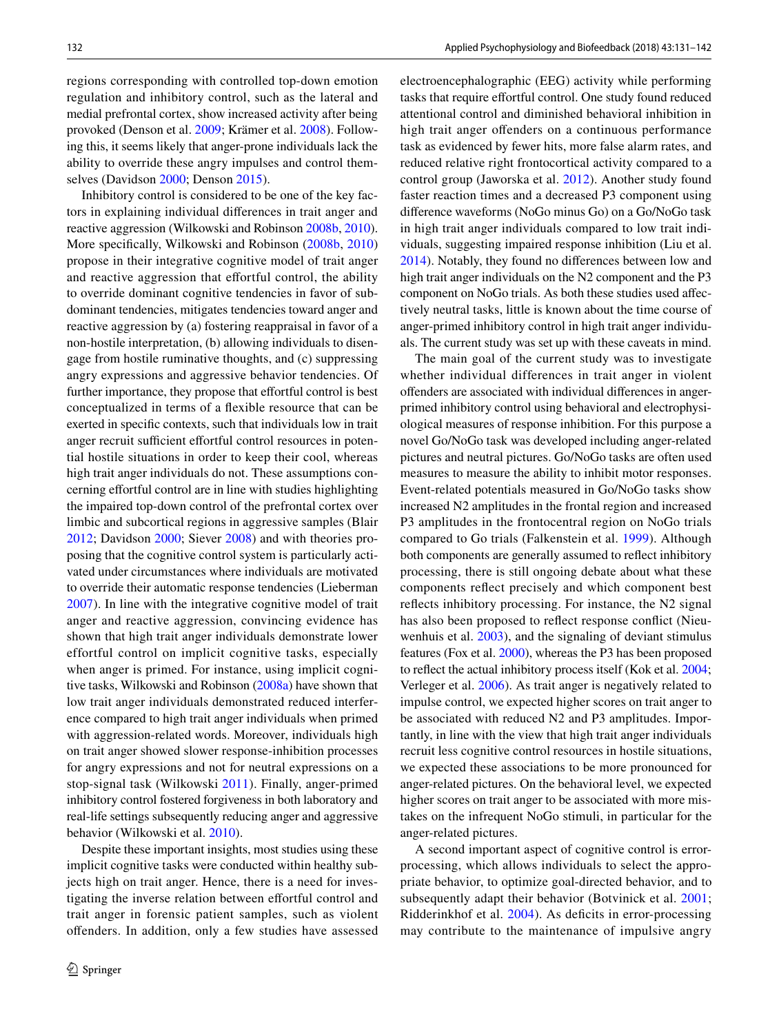regions corresponding with controlled top-down emotion regulation and inhibitory control, such as the lateral and medial prefrontal cortex, show increased activity after being provoked (Denson et al. 2009; Krämer et al. 2008). Following this, it seems likely that anger-prone individuals lack the ability to override these angry impulses and control themselves (Davidson 2000; Denson 2015).

Inhibitory control is considered to be one of the key factors in explaining individual differences in trait anger and reactive aggression (Wilkowski and Robinson 2008b, 2010). More specifically, Wilkowski and Robinson (2008b, 2010) propose in their integrative cognitive model of trait anger and reactive aggression that effortful control, the ability to override dominant cognitive tendencies in favor of subdominant tendencies, mitigates tendencies toward anger and reactive aggression by (a) fostering reappraisal in favor of a non-hostile interpretation, (b) allowing individuals to disengage from hostile ruminative thoughts, and (c) suppressing angry expressions and aggressive behavior tendencies. Of further importance, they propose that effortful control is best conceptualized in terms of a flexible resource that can be exerted in specific contexts, such that individuals low in trait anger recruit sufficient effortful control resources in potential hostile situations in order to keep their cool, whereas high trait anger individuals do not. These assumptions concerning effortful control are in line with studies highlighting the impaired top-down control of the prefrontal cortex over limbic and subcortical regions in aggressive samples (Blair 2012; Davidson 2000; Siever 2008) and with theories proposing that the cognitive control system is particularly activated under circumstances where individuals are motivated to override their automatic response tendencies (Lieberman 2007). In line with the integrative cognitive model of trait anger and reactive aggression, convincing evidence has shown that high trait anger individuals demonstrate lower effortful control on implicit cognitive tasks, especially when anger is primed. For instance, using implicit cognitive tasks, Wilkowski and Robinson (2008a) have shown that low trait anger individuals demonstrated reduced interference compared to high trait anger individuals when primed with aggression-related words. Moreover, individuals high on trait anger showed slower response-inhibition processes for angry expressions and not for neutral expressions on a stop-signal task (Wilkowski 2011). Finally, anger-primed inhibitory control fostered forgiveness in both laboratory and real-life settings subsequently reducing anger and aggressive behavior (Wilkowski et al. 2010).

Despite these important insights, most studies using these implicit cognitive tasks were conducted within healthy subjects high on trait anger. Hence, there is a need for investigating the inverse relation between effortful control and trait anger in forensic patient samples, such as violent offenders. In addition, only a few studies have assessed electroencephalographic (EEG) activity while performing tasks that require effortful control. One study found reduced attentional control and diminished behavioral inhibition in high trait anger offenders on a continuous performance task as evidenced by fewer hits, more false alarm rates, and reduced relative right frontocortical activity compared to a control group (Jaworska et al. 2012). Another study found faster reaction times and a decreased P3 component using difference waveforms (NoGo minus Go) on a Go/NoGo task in high trait anger individuals compared to low trait individuals, suggesting impaired response inhibition (Liu et al. 2014). Notably, they found no differences between low and high trait anger individuals on the N2 component and the P3 component on NoGo trials. As both these studies used affectively neutral tasks, little is known about the time course of anger-primed inhibitory control in high trait anger individuals. The current study was set up with these caveats in mind.

The main goal of the current study was to investigate whether individual differences in trait anger in violent offenders are associated with individual differences in anger-primed inhibitory control using behavioral and electrophysiological measures of response inhibition. For this purpose a novel Go/NoGo task was developed including anger-related pictures and neutral pictures. Go/NoGo tasks are often used measures to measure the ability to inhibit motor responses. Event-related potentials measured in Go/NoGo tasks show increased N2 amplitudes in the frontal region and increased P3 amplitudes in the frontocentral region on NoGo trials compared to Go trials (Falkenstein et al. 1999). Although both components are generally assumed to reflect inhibitory processing, there is still ongoing debate about what these components reflect precisely and which component best reflects inhibitory processing. For instance, the N2 signal has also been proposed to reflect response conflict (Nieuwenhuis et al. 2003), and the signaling of deviant stimulus features (Fox et al. 2000), whereas the P3 has been proposed to reflect the actual inhibitory process itself (Kok et al. 2004; Verleger et al. 2006). As trait anger is negatively related to impulse control, we expected higher scores on trait anger to be associated with reduced N2 and P3 amplitudes. Importantly, in line with the view that high trait anger individuals recruit less cognitive control resources in hostile situations, we expected these associations to be more pronounced for anger-related pictures. On the behavioral level, we expected higher scores on trait anger to be associated with more mistakes on the infrequent NoGo stimuli, in particular for the anger-related pictures.

A second important aspect of cognitive control is error-processing, which allows individuals to select the appropriate behavior, to optimize goal-directed behavior, and to subsequently adapt their behavior (Botvinick et al. 2001; Ridderinkhof et al. 2004). As deficits in error-processing may contribute to the maintenance of impulsive angry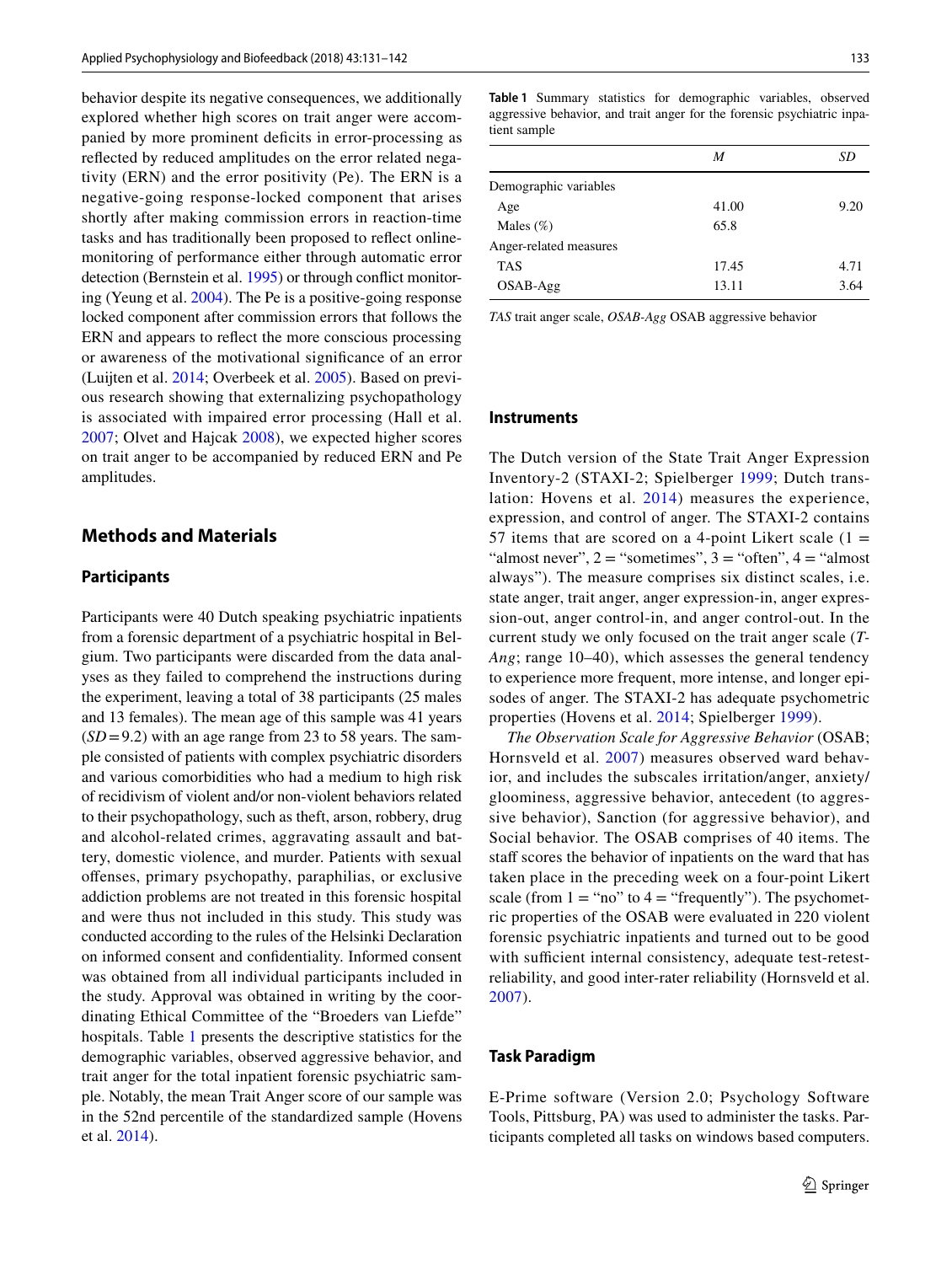behavior despite its negative consequences, we additionally explored whether high scores on trait anger were accompanied by more prominent deficits in error-processing as reflected by reduced amplitudes on the error related negativity (ERN) and the error positivity (Pe). The ERN is a negative-going response-locked component that arises shortly after making commission errors in reaction-time tasks and has traditionally been proposed to reflect online-monitoring of performance either through automatic error detection (Bernstein et al. 1995) or through conflict monitoring (Yeung et al. 2004). The Pe is a positive-going response locked component after commission errors that follows the ERN and appears to reflect the more conscious processing or awareness of the motivational significance of an error (Luijten et al. 2014; Overbeek et al. 2005). Based on previous research showing that externalizing psychopathology is associated with impaired error processing (Hall et al. 2007; Olvet and Hajcak 2008), we expected higher scores on trait anger to be accompanied by reduced ERN and Pe amplitudes.

## Methods and Materials

### Participants

Participants were 40 Dutch speaking psychiatric inpatients from a forensic department of a psychiatric hospital in Belgium. Two participants were discarded from the data analyses as they failed to comprehend the instructions during the experiment, leaving a total of 38 participants (25 males and 13 females). The mean age of this sample was 41 years (*SD* = 9.2) with an age range from 23 to 58 years. The sample consisted of patients with complex psychiatric disorders and various comorbidities who had a medium to high risk of recidivism of violent and/or non-violent behaviors related to their psychopathology, such as theft, arson, robbery, drug and alcohol-related crimes, aggravating assault and battery, domestic violence, and murder. Patients with sexual offenses, primary psychopathy, paraphilias, or exclusive addiction problems are not treated in this forensic hospital and were thus not included in this study. This study was conducted according to the rules of the Helsinki Declaration on informed consent and confidentiality. Informed consent was obtained from all individual participants included in the study. Approval was obtained in writing by the coordinating Ethical Committee of the "Broeders van Liefde" hospitals. Table 1 presents the descriptive statistics for the demographic variables, observed aggressive behavior, and trait anger for the total inpatient forensic psychiatric sample. Notably, the mean Trait Anger score of our sample was in the 52nd percentile of the standardized sample (Hovens et al. 2014).

**Table 1** Summary statistics for demographic variables, observed aggressive behavior, and trait anger for the forensic psychiatric inpatient sample

| | *M* | *SD* |
|---|---|---|
| Demographic variables | | |
| Age | 41.00 | 9.20 |
| Males (%) | 65.8 | |
| Anger-related measures | | |
| TAS | 17.45 | 4.71 |
| OSAB-Agg | 13.11 | 3.64 |

*TAS* trait anger scale, *OSAB-Agg* OSAB aggressive behavior

### Instruments

The Dutch version of the State Trait Anger Expression Inventory-2 (STAXI-2; Spielberger 1999; Dutch translation: Hovens et al. 2014) measures the experience, expression, and control of anger. The STAXI-2 contains 57 items that are scored on a 4-point Likert scale (1 = "almost never", 2 = "sometimes", 3 = "often", 4 = "almost always"). The measure comprises six distinct scales, i.e. state anger, trait anger, anger expression-in, anger expression-out, anger control-in, and anger control-out. In the current study we only focused on the trait anger scale (*T-Ang*; range 10–40), which assesses the general tendency to experience more frequent, more intense, and longer episodes of anger. The STAXI-2 has adequate psychometric properties (Hovens et al. 2014; Spielberger 1999).

*The Observation Scale for Aggressive Behavior* (OSAB; Hornsveld et al. 2007) measures observed ward behavior, and includes the subscales irritation/anger, anxiety/gloominess, aggressive behavior, antecedent (to aggressive behavior), Sanction (for aggressive behavior), and Social behavior. The OSAB comprises of 40 items. The staff scores the behavior of inpatients on the ward that has taken place in the preceding week on a four-point Likert scale (from 1 = "no" to 4 = "frequently"). The psychometric properties of the OSAB were evaluated in 220 violent forensic psychiatric inpatients and turned out to be good with sufficient internal consistency, adequate test-retest-reliability, and good inter-rater reliability (Hornsveld et al. 2007).

### Task Paradigm

E-Prime software (Version 2.0; Psychology Software Tools, Pittsburg, PA) was used to administer the tasks. Participants completed all tasks on windows based computers.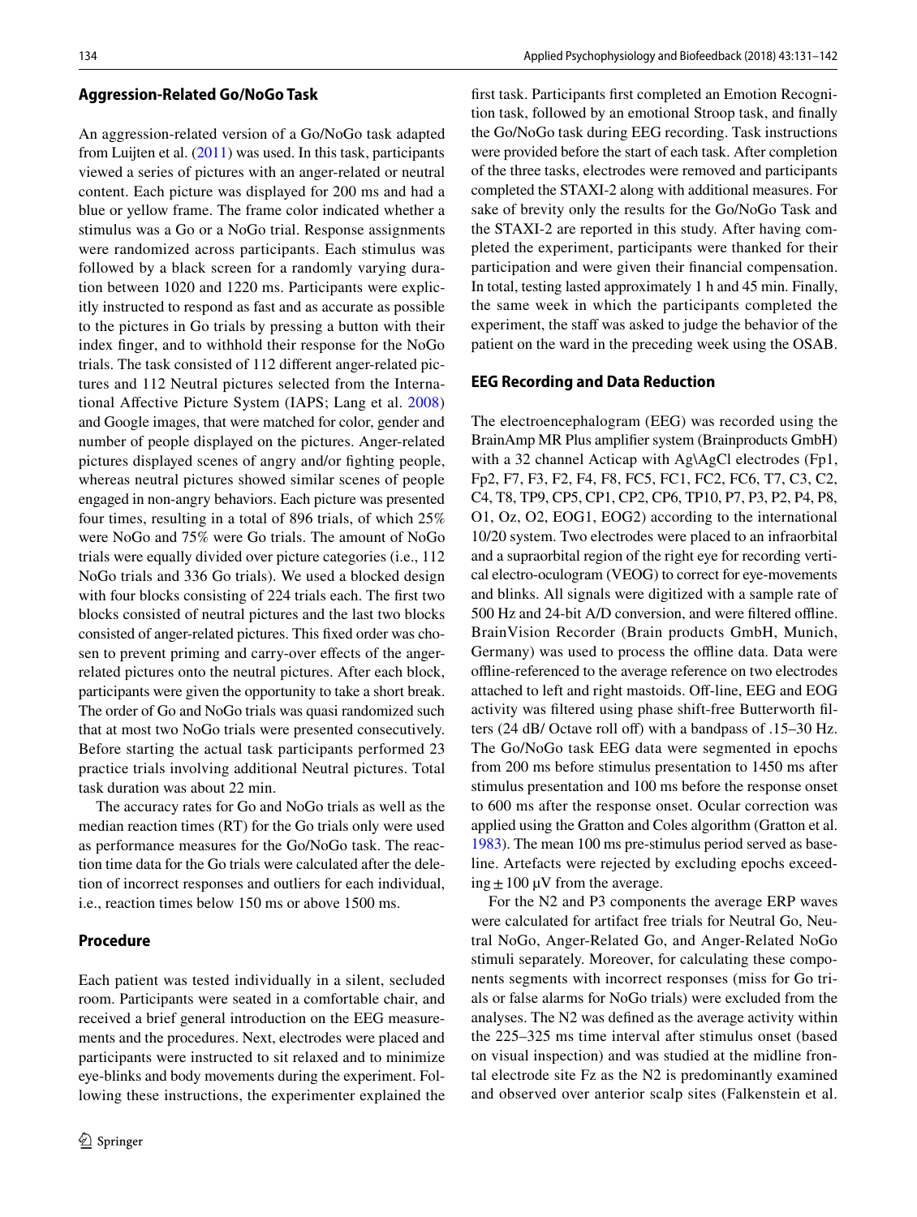### Aggression-Related Go/NoGo Task

An aggression-related version of a Go/NoGo task adapted from Luijten et al. (2011) was used. In this task, participants viewed a series of pictures with an anger-related or neutral content. Each picture was displayed for 200 ms and had a blue or yellow frame. The frame color indicated whether a stimulus was a Go or a NoGo trial. Response assignments were randomized across participants. Each stimulus was followed by a black screen for a randomly varying duration between 1020 and 1220 ms. Participants were explicitly instructed to respond as fast and as accurate as possible to the pictures in Go trials by pressing a button with their index finger, and to withhold their response for the NoGo trials. The task consisted of 112 different anger-related pictures and 112 Neutral pictures selected from the International Affective Picture System (IAPS; Lang et al. 2008) and Google images, that were matched for color, gender and number of people displayed on the pictures. Anger-related pictures displayed scenes of angry and/or fighting people, whereas neutral pictures showed similar scenes of people engaged in non-angry behaviors. Each picture was presented four times, resulting in a total of 896 trials, of which 25% were NoGo and 75% were Go trials. The amount of NoGo trials were equally divided over picture categories (i.e., 112 NoGo trials and 336 Go trials). We used a blocked design with four blocks consisting of 224 trials each. The first two blocks consisted of neutral pictures and the last two blocks consisted of anger-related pictures. This fixed order was chosen to prevent priming and carry-over effects of the anger-related pictures onto the neutral pictures. After each block, participants were given the opportunity to take a short break. The order of Go and NoGo trials was quasi randomized such that at most two NoGo trials were presented consecutively. Before starting the actual task participants performed 23 practice trials involving additional Neutral pictures. Total task duration was about 22 min.

The accuracy rates for Go and NoGo trials as well as the median reaction times (RT) for the Go trials only were used as performance measures for the Go/NoGo task. The reaction time data for the Go trials were calculated after the deletion of incorrect responses and outliers for each individual, i.e., reaction times below 150 ms or above 1500 ms.

### Procedure

Each patient was tested individually in a silent, secluded room. Participants were seated in a comfortable chair, and received a brief general introduction on the EEG measurements and the procedures. Next, electrodes were placed and participants were instructed to sit relaxed and to minimize eye-blinks and body movements during the experiment. Following these instructions, the experimenter explained the first task. Participants first completed an Emotion Recognition task, followed by an emotional Stroop task, and finally the Go/NoGo task during EEG recording. Task instructions were provided before the start of each task. After completion of the three tasks, electrodes were removed and participants completed the STAXI-2 along with additional measures. For sake of brevity only the results for the Go/NoGo Task and the STAXI-2 are reported in this study. After having completed the experiment, participants were thanked for their participation and were given their financial compensation. In total, testing lasted approximately 1 h and 45 min. Finally, the same week in which the participants completed the experiment, the staff was asked to judge the behavior of the patient on the ward in the preceding week using the OSAB.

### EEG Recording and Data Reduction

The electroencephalogram (EEG) was recorded using the BrainAmp MR Plus amplifier system (Brainproducts GmbH) with a 32 channel Acticap with Ag\AgCl electrodes (Fp1, Fp2, F7, F3, F2, F4, F8, FC5, FC1, FC2, FC6, T7, C3, C2, C4, T8, TP9, CP5, CP1, CP2, CP6, TP10, P7, P3, P2, P4, P8, O1, Oz, O2, EOG1, EOG2) according to the international 10/20 system. Two electrodes were placed to an infraorbital and a supraorbital region of the right eye for recording vertical electro-oculogram (VEOG) to correct for eye-movements and blinks. All signals were digitized with a sample rate of 500 Hz and 24-bit A/D conversion, and were filtered offline. BrainVision Recorder (Brain products GmbH, Munich, Germany) was used to process the offline data. Data were offline-referenced to the average reference on two electrodes attached to left and right mastoids. Off-line, EEG and EOG activity was filtered using phase shift-free Butterworth filters (24 dB/ Octave roll off) with a bandpass of .15–30 Hz. The Go/NoGo task EEG data were segmented in epochs from 200 ms before stimulus presentation to 1450 ms after stimulus presentation and 100 ms before the response onset to 600 ms after the response onset. Ocular correction was applied using the Gratton and Coles algorithm (Gratton et al. 1983). The mean 100 ms pre-stimulus period served as baseline. Artefacts were rejected by excluding epochs exceeding ± 100 µV from the average.

For the N2 and P3 components the average ERP waves were calculated for artifact free trials for Neutral Go, Neutral NoGo, Anger-Related Go, and Anger-Related NoGo stimuli separately. Moreover, for calculating these components segments with incorrect responses (miss for Go trials or false alarms for NoGo trials) were excluded from the analyses. The N2 was defined as the average activity within the 225–325 ms time interval after stimulus onset (based on visual inspection) and was studied at the midline frontal electrode site Fz as the N2 is predominantly examined and observed over anterior scalp sites (Falkenstein et al.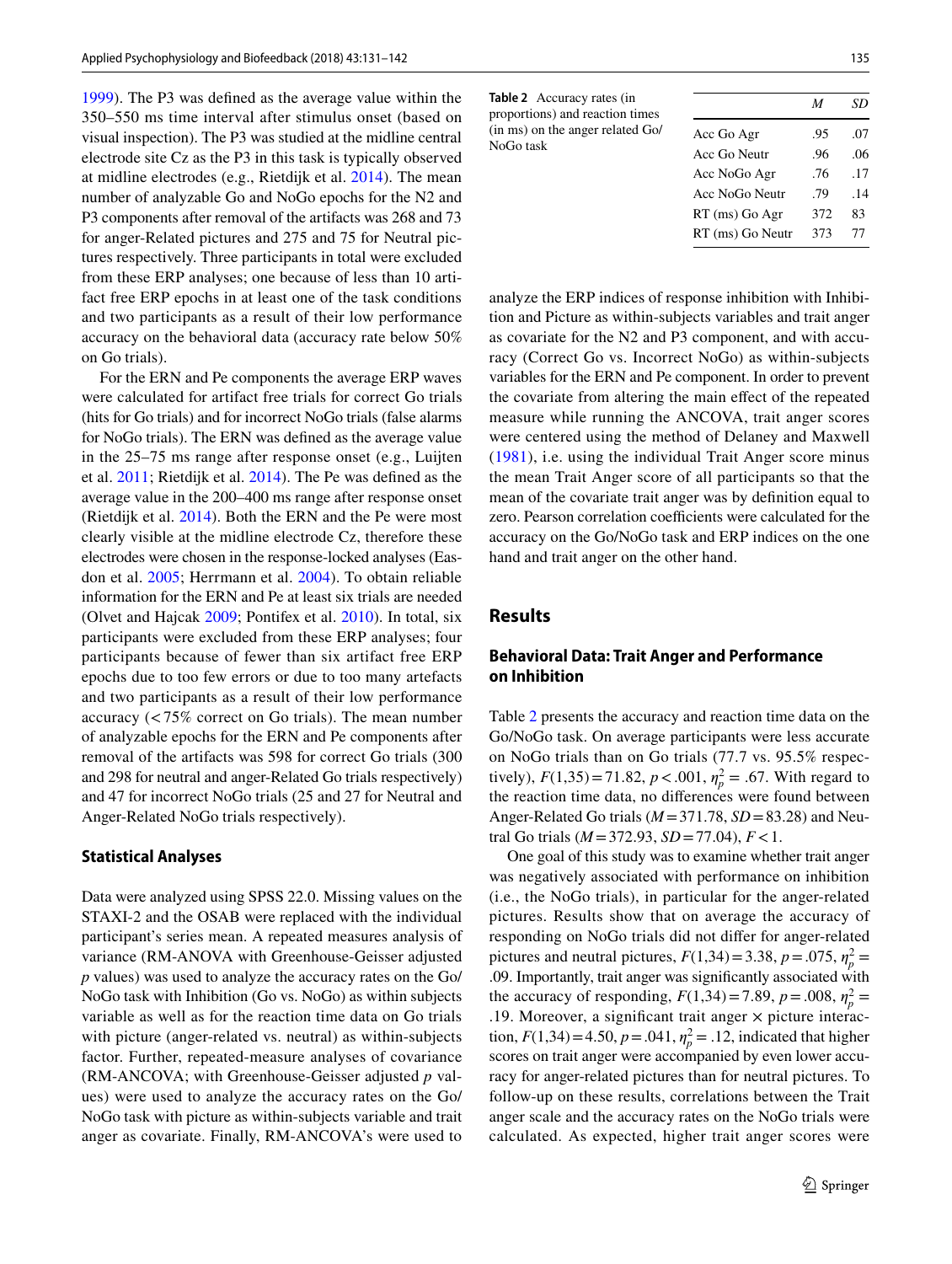1999). The P3 was defined as the average value within the 350–550 ms time interval after stimulus onset (based on visual inspection). The P3 was studied at the midline central electrode site Cz as the P3 in this task is typically observed at midline electrodes (e.g., Rietdijk et al. 2014). The mean number of analyzable Go and NoGo epochs for the N2 and P3 components after removal of the artifacts was 268 and 73 for anger-Related pictures and 275 and 75 for Neutral pictures respectively. Three participants in total were excluded from these ERP analyses; one because of less than 10 artifact free ERP epochs in at least one of the task conditions and two participants as a result of their low performance accuracy on the behavioral data (accuracy rate below 50% on Go trials).

For the ERN and Pe components the average ERP waves were calculated for artifact free trials for correct Go trials (hits for Go trials) and for incorrect NoGo trials (false alarms for NoGo trials). The ERN was defined as the average value in the 25–75 ms range after response onset (e.g., Luijten et al. 2011; Rietdijk et al. 2014). The Pe was defined as the average value in the 200–400 ms range after response onset (Rietdijk et al. 2014). Both the ERN and the Pe were most clearly visible at the midline electrode Cz, therefore these electrodes were chosen in the response-locked analyses (Easdon et al. 2005; Herrmann et al. 2004). To obtain reliable information for the ERN and Pe at least six trials are needed (Olvet and Hajcak 2009; Pontifex et al. 2010). In total, six participants were excluded from these ERP analyses; four participants because of fewer than six artifact free ERP epochs due to too few errors or due to too many artefacts and two participants as a result of their low performance accuracy (< 75% correct on Go trials). The mean number of analyzable epochs for the ERN and Pe components after removal of the artifacts was 598 for correct Go trials (300 and 298 for neutral and anger-Related Go trials respectively) and 47 for incorrect NoGo trials (25 and 27 for Neutral and Anger-Related NoGo trials respectively).

### Statistical Analyses

Data were analyzed using SPSS 22.0. Missing values on the STAXI-2 and the OSAB were replaced with the individual participant's series mean. A repeated measures analysis of variance (RM-ANOVA with Greenhouse-Geisser adjusted *p* values) was used to analyze the accuracy rates on the Go/NoGo task with Inhibition (Go vs. NoGo) as within subjects variable as well as for the reaction time data on Go trials with picture (anger-related vs. neutral) as within-subjects factor. Further, repeated-measure analyses of covariance (RM-ANCOVA; with Greenhouse-Geisser adjusted *p* values) were used to analyze the accuracy rates on the Go/NoGo task with picture as within-subjects variable and trait anger as covariate. Finally, RM-ANCOVA's were used to analyze the ERP indices of response inhibition with Inhibition and Picture as within-subjects variables and trait anger as covariate for the N2 and P3 component, and with accuracy (Correct Go vs. Incorrect NoGo) as within-subjects variables for the ERN and Pe component. In order to prevent the covariate from altering the main effect of the repeated measure while running the ANCOVA, trait anger scores were centered using the method of Delaney and Maxwell (1981), i.e. using the individual Trait Anger score minus the mean Trait Anger score of all participants so that the mean of the covariate trait anger was by definition equal to zero. Pearson correlation coefficients were calculated for the accuracy on the Go/NoGo task and ERP indices on the one hand and trait anger on the other hand.

**Table 2** Accuracy rates (in proportions) and reaction times (in ms) on the anger related Go/NoGo task

| | *M* | *SD* |
|---|---|---|
| Acc Go Agr | .95 | .07 |
| Acc Go Neutr | .96 | .06 |
| Acc NoGo Agr | .76 | .17 |
| Acc NoGo Neutr | .79 | .14 |
| RT (ms) Go Agr | 372 | 83 |
| RT (ms) Go Neutr | 373 | 77 |

## Results

### Behavioral Data: Trait Anger and Performance on Inhibition

Table 2 presents the accuracy and reaction time data on the Go/NoGo task. On average participants were less accurate on NoGo trials than on Go trials (77.7 vs. 95.5% respectively), $F(1,35) = 71.82$, $p < .001$, $\eta_p^2 = .67$. With regard to the reaction time data, no differences were found between Anger-Related Go trials ($M = 371.78$, $SD = 83.28$) and Neutral Go trials ($M = 372.93$, $SD = 77.04$), $F < 1$.

One goal of this study was to examine whether trait anger was negatively associated with performance on inhibition (i.e., the NoGo trials), in particular for the anger-related pictures. Results show that on average the accuracy of responding on NoGo trials did not differ for anger-related pictures and neutral pictures, $F(1,34) = 3.38$, $p = .075$, $\eta_p^2 = .09$. Importantly, trait anger was significantly associated with the accuracy of responding, $F(1,34) = 7.89$, $p = .008$, $\eta_p^2 = .19$. Moreover, a significant trait anger × picture interaction, $F(1,34) = 4.50$, $p = .041$, $\eta_p^2 = .12$, indicated that higher scores on trait anger were accompanied by even lower accuracy for anger-related pictures than for neutral pictures. To follow-up on these results, correlations between the Trait anger scale and the accuracy rates on the NoGo trials were calculated. As expected, higher trait anger scores were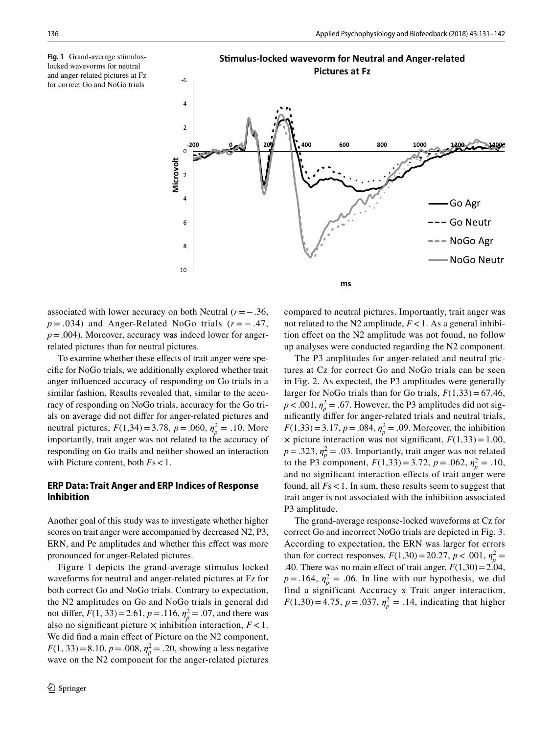Fig. 1 Grand-average stimulus-locked wavevorms for neutral and anger-related pictures at Fz for correct Go and NoGo trials

associated with lower accuracy on both Neutral ($r = -.36$, $p = .034$) and Anger-Related NoGo trials ($r = -.47$, $p = .004$). Moreover, accuracy was indeed lower for anger-related pictures than for neutral pictures.

To examine whether these effects of trait anger were specific for NoGo trials, we additionally explored whether trait anger influenced accuracy of responding on Go trials in a similar fashion. Results revealed that, similar to the accuracy of responding on NoGo trials, accuracy for the Go trials on average did not differ for anger-related pictures and neutral pictures, $F(1,34) = 3.78$, $p = .060$, $\eta_p^2 = .10$. More importantly, trait anger was not related to the accuracy of responding on Go trails and neither showed an interaction with Picture content, both $F$s $< 1$.

## ERP Data: Trait Anger and ERP Indices of Response Inhibition

Another goal of this study was to investigate whether higher scores on trait anger were accompanied by decreased N2, P3, ERN, and Pe amplitudes and whether this effect was more pronounced for anger-Related pictures.

Figure 1 depicts the grand-average stimulus locked waveforms for neutral and anger-related pictures at Fz for both correct Go and NoGo trials. Contrary to expectation, the N2 amplitudes on Go and NoGo trials in general did not differ, $F(1, 33) = 2.61$, $p = .116$, $\eta_p^2 = .07$, and there was also no significant picture × inhibition interaction, $F < 1$. We did find a main effect of Picture on the N2 component, $F(1, 33) = 8.10$, $p = .008$, $\eta_p^2 = .20$, showing a less negative wave on the N2 component for the anger-related pictures compared to neutral pictures. Importantly, trait anger was not related to the N2 amplitude, $F < 1$. As a general inhibition effect on the N2 amplitude was not found, no follow up analyses were conducted regarding the N2 component.

The P3 amplitudes for anger-related and neutral pictures at Cz for correct Go and NoGo trials can be seen in Fig. 2. As expected, the P3 amplitudes were generally larger for NoGo trials than for Go trials, $F(1,33) = 67.46$, $p < .001$, $\eta_p^2 = .67$. However, the P3 amplitudes did not significantly differ for anger-related trials and neutral trials, $F(1,33) = 3.17$, $p = .084$, $\eta_p^2 = .09$. Moreover, the inhibition × picture interaction was not significant, $F(1,33) = 1.00$, $p = .323$, $\eta_p^2 = .03$. Importantly, trait anger was not related to the P3 component, $F(1,33) = 3.72$, $p = .062$, $\eta_p^2 = .10$, and no significant interaction effects of trait anger were found, all $F$s $< 1$. In sum, these results seem to suggest that trait anger is not associated with the inhibition associated P3 amplitude.

The grand-average response-locked waveforms at Cz for correct Go and incorrect NoGo trials are depicted in Fig. 3. According to expectation, the ERN was larger for errors than for correct responses, $F(1,30) = 20.27$, $p < .001$, $\eta_p^2 = .40$. There was no main effect of trait anger, $F(1,30) = 2.04$, $p = .164$, $\eta_p^2 = .06$. In line with our hypothesis, we did find a significant Accuracy x Trait anger interaction, $F(1,30) = 4.75$, $p = .037$, $\eta_p^2 = .14$, indicating that higher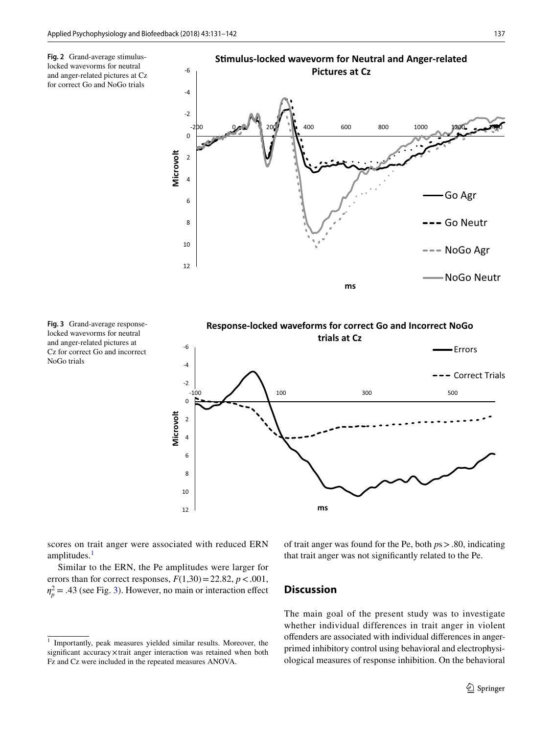**Fig. 2** Grand-average stimulus-locked wavevorms for neutral and anger-related pictures at Cz for correct Go and NoGo trials

**Fig. 3** Grand-average response-locked wavevorms for neutral and anger-related pictures at Cz for correct Go and incorrect NoGo trials

scores on trait anger were associated with reduced ERN amplitudes.[1]

Similar to the ERN, the Pe amplitudes were larger for errors than for correct responses, $F(1,30) = 22.82$, $p < .001$, $\eta_p^2 = .43$ (see Fig. 3). However, no main or interaction effect of trait anger was found for the Pe, both $ps > .80$, indicating that trait anger was not significantly related to the Pe.

## Discussion

The main goal of the present study was to investigate whether individual differences in trait anger in violent offenders are associated with individual differences in anger-primed inhibitory control using behavioral and electrophysiological measures of response inhibition. On the behavioral

[1] Importantly, peak measures yielded similar results. Moreover, the significant accuracy × trait anger interaction was retained when both Fz and Cz were included in the repeated measures ANOVA.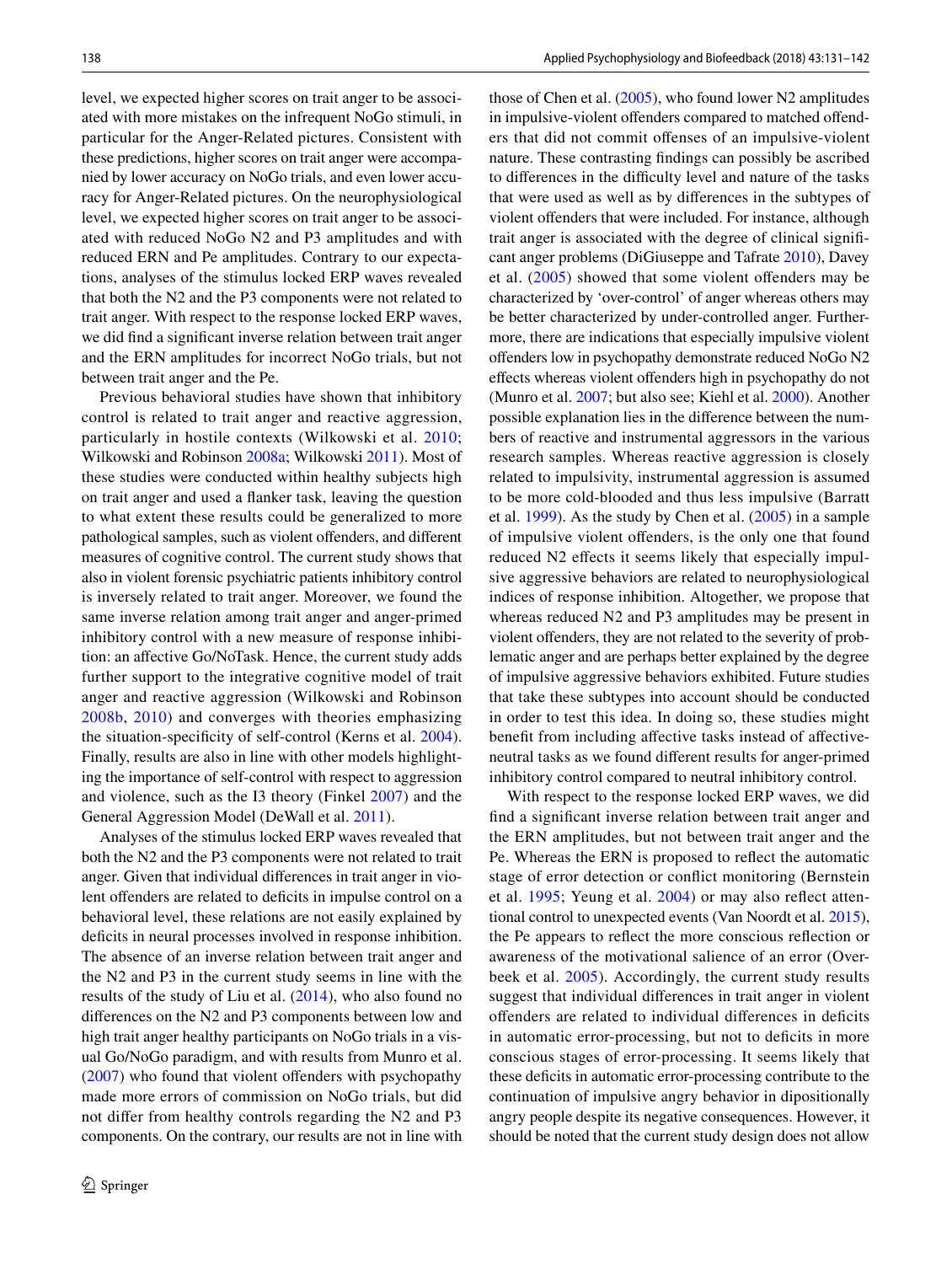level, we expected higher scores on trait anger to be associated with more mistakes on the infrequent NoGo stimuli, in particular for the Anger-Related pictures. Consistent with these predictions, higher scores on trait anger were accompanied by lower accuracy on NoGo trials, and even lower accuracy for Anger-Related pictures. On the neurophysiological level, we expected higher scores on trait anger to be associated with reduced NoGo N2 and P3 amplitudes and with reduced ERN and Pe amplitudes. Contrary to our expectations, analyses of the stimulus locked ERP waves revealed that both the N2 and the P3 components were not related to trait anger. With respect to the response locked ERP waves, we did find a significant inverse relation between trait anger and the ERN amplitudes for incorrect NoGo trials, but not between trait anger and the Pe.

Previous behavioral studies have shown that inhibitory control is related to trait anger and reactive aggression, particularly in hostile contexts (Wilkowski et al. 2010; Wilkowski and Robinson 2008a; Wilkowski 2011). Most of these studies were conducted within healthy subjects high on trait anger and used a flanker task, leaving the question to what extent these results could be generalized to more pathological samples, such as violent offenders, and different measures of cognitive control. The current study shows that also in violent forensic psychiatric patients inhibitory control is inversely related to trait anger. Moreover, we found the same inverse relation among trait anger and anger-primed inhibitory control with a new measure of response inhibition: an affective Go/NoTask. Hence, the current study adds further support to the integrative cognitive model of trait anger and reactive aggression (Wilkowski and Robinson 2008b, 2010) and converges with theories emphasizing the situation-specificity of self-control (Kerns et al. 2004). Finally, results are also in line with other models highlighting the importance of self-control with respect to aggression and violence, such as the I3 theory (Finkel 2007) and the General Aggression Model (DeWall et al. 2011).

Analyses of the stimulus locked ERP waves revealed that both the N2 and the P3 components were not related to trait anger. Given that individual differences in trait anger in violent offenders are related to deficits in impulse control on a behavioral level, these relations are not easily explained by deficits in neural processes involved in response inhibition. The absence of an inverse relation between trait anger and the N2 and P3 in the current study seems in line with the results of the study of Liu et al. (2014), who also found no differences on the N2 and P3 components between low and high trait anger healthy participants on NoGo trials in a visual Go/NoGo paradigm, and with results from Munro et al. (2007) who found that violent offenders with psychopathy made more errors of commission on NoGo trials, but did not differ from healthy controls regarding the N2 and P3 components. On the contrary, our results are not in line with those of Chen et al. (2005), who found lower N2 amplitudes in impulsive-violent offenders compared to matched offenders that did not commit offenses of an impulsive-violent nature. These contrasting findings can possibly be ascribed to differences in the difficulty level and nature of the tasks that were used as well as by differences in the subtypes of violent offenders that were included. For instance, although trait anger is associated with the degree of clinical significant anger problems (DiGiuseppe and Tafrate 2010), Davey et al. (2005) showed that some violent offenders may be characterized by 'over-control' of anger whereas others may be better characterized by under-controlled anger. Furthermore, there are indications that especially impulsive violent offenders low in psychopathy demonstrate reduced NoGo N2 effects whereas violent offenders high in psychopathy do not (Munro et al. 2007; but also see; Kiehl et al. 2000). Another possible explanation lies in the difference between the numbers of reactive and instrumental aggressors in the various research samples. Whereas reactive aggression is closely related to impulsivity, instrumental aggression is assumed to be more cold-blooded and thus less impulsive (Barratt et al. 1999). As the study by Chen et al. (2005) in a sample of impulsive violent offenders, is the only one that found reduced N2 effects it seems likely that especially impulsive aggressive behaviors are related to neurophysiological indices of response inhibition. Altogether, we propose that whereas reduced N2 and P3 amplitudes may be present in violent offenders, they are not related to the severity of problematic anger and are perhaps better explained by the degree of impulsive aggressive behaviors exhibited. Future studies that take these subtypes into account should be conducted in order to test this idea. In doing so, these studies might benefit from including affective tasks instead of affective-neutral tasks as we found different results for anger-primed inhibitory control compared to neutral inhibitory control.

With respect to the response locked ERP waves, we did find a significant inverse relation between trait anger and the ERN amplitudes, but not between trait anger and the Pe. Whereas the ERN is proposed to reflect the automatic stage of error detection or conflict monitoring (Bernstein et al. 1995; Yeung et al. 2004) or may also reflect attentional control to unexpected events (Van Noordt et al. 2015), the Pe appears to reflect the more conscious reflection or awareness of the motivational salience of an error (Overbeek et al. 2005). Accordingly, the current study results suggest that individual differences in trait anger in violent offenders are related to individual differences in deficits in automatic error-processing, but not to deficits in more conscious stages of error-processing. It seems likely that these deficits in automatic error-processing contribute to the continuation of impulsive angry behavior in dipositionally angry people despite its negative consequences. However, it should be noted that the current study design does not allow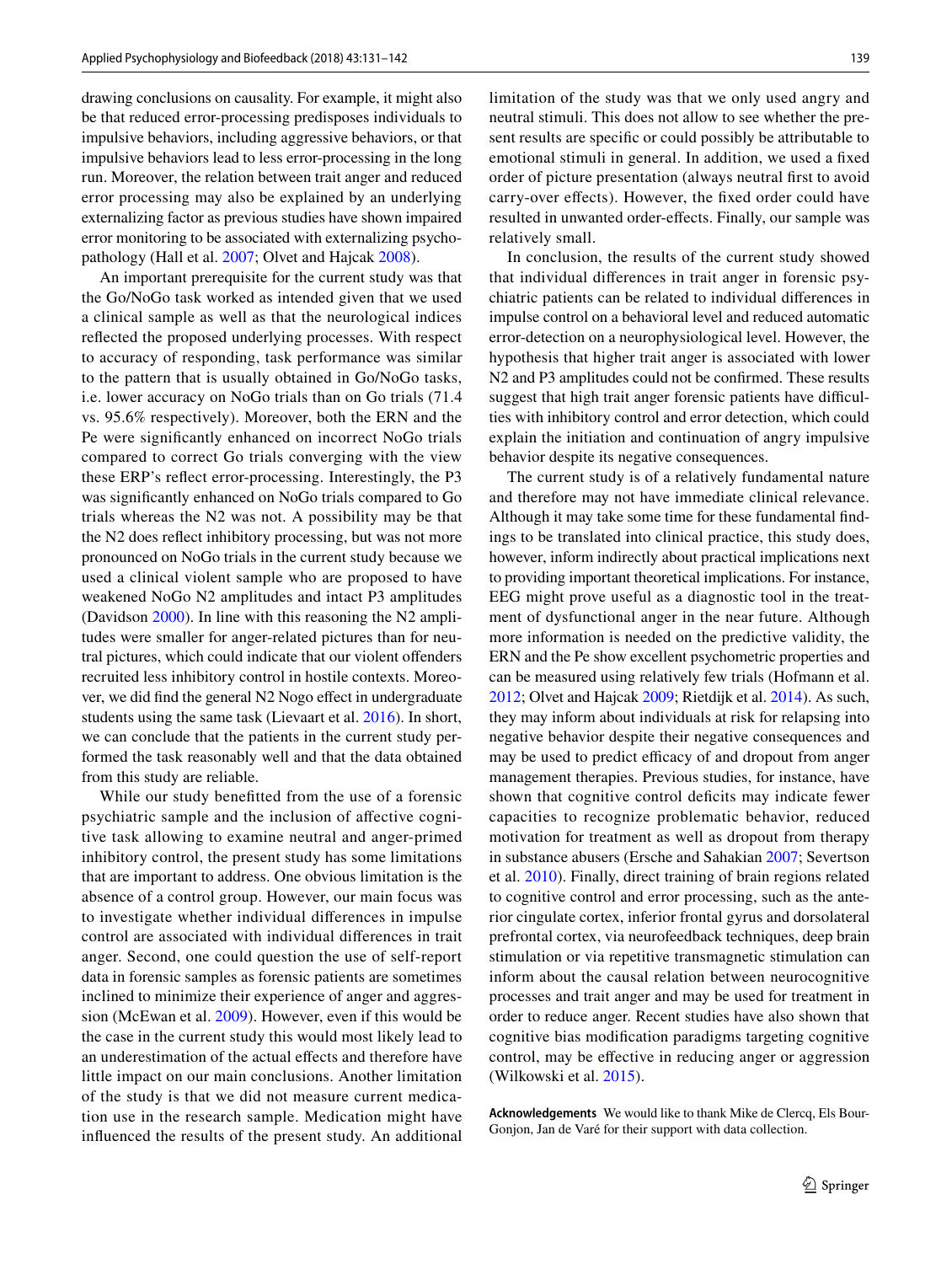drawing conclusions on causality. For example, it might also be that reduced error-processing predisposes individuals to impulsive behaviors, including aggressive behaviors, or that impulsive behaviors lead to less error-processing in the long run. Moreover, the relation between trait anger and reduced error processing may also be explained by an underlying externalizing factor as previous studies have shown impaired error monitoring to be associated with externalizing psychopathology (Hall et al. 2007; Olvet and Hajcak 2008).

An important prerequisite for the current study was that the Go/NoGo task worked as intended given that we used a clinical sample as well as that the neurological indices reflected the proposed underlying processes. With respect to accuracy of responding, task performance was similar to the pattern that is usually obtained in Go/NoGo tasks, i.e. lower accuracy on NoGo trials than on Go trials (71.4 vs. 95.6% respectively). Moreover, both the ERN and the Pe were significantly enhanced on incorrect NoGo trials compared to correct Go trials converging with the view these ERP's reflect error-processing. Interestingly, the P3 was significantly enhanced on NoGo trials compared to Go trials whereas the N2 was not. A possibility may be that the N2 does reflect inhibitory processing, but was not more pronounced on NoGo trials in the current study because we used a clinical violent sample who are proposed to have weakened NoGo N2 amplitudes and intact P3 amplitudes (Davidson 2000). In line with this reasoning the N2 amplitudes were smaller for anger-related pictures than for neutral pictures, which could indicate that our violent offenders recruited less inhibitory control in hostile contexts. Moreover, we did find the general N2 Nogo effect in undergraduate students using the same task (Lievaart et al. 2016). In short, we can conclude that the patients in the current study performed the task reasonably well and that the data obtained from this study are reliable.

While our study benefitted from the use of a forensic psychiatric sample and the inclusion of affective cognitive task allowing to examine neutral and anger-primed inhibitory control, the present study has some limitations that are important to address. One obvious limitation is the absence of a control group. However, our main focus was to investigate whether individual differences in impulse control are associated with individual differences in trait anger. Second, one could question the use of self-report data in forensic samples as forensic patients are sometimes inclined to minimize their experience of anger and aggression (McEwan et al. 2009). However, even if this would be the case in the current study this would most likely lead to an underestimation of the actual effects and therefore have little impact on our main conclusions. Another limitation of the study is that we did not measure current medication use in the research sample. Medication might have influenced the results of the present study. An additional limitation of the study was that we only used angry and neutral stimuli. This does not allow to see whether the present results are specific or could possibly be attributable to emotional stimuli in general. In addition, we used a fixed order of picture presentation (always neutral first to avoid carry-over effects). However, the fixed order could have resulted in unwanted order-effects. Finally, our sample was relatively small.

In conclusion, the results of the current study showed that individual differences in trait anger in forensic psychiatric patients can be related to individual differences in impulse control on a behavioral level and reduced automatic error-detection on a neurophysiological level. However, the hypothesis that higher trait anger is associated with lower N2 and P3 amplitudes could not be confirmed. These results suggest that high trait anger forensic patients have difficulties with inhibitory control and error detection, which could explain the initiation and continuation of angry impulsive behavior despite its negative consequences.

The current study is of a relatively fundamental nature and therefore may not have immediate clinical relevance. Although it may take some time for these fundamental findings to be translated into clinical practice, this study does, however, inform indirectly about practical implications next to providing important theoretical implications. For instance, EEG might prove useful as a diagnostic tool in the treatment of dysfunctional anger in the near future. Although more information is needed on the predictive validity, the ERN and the Pe show excellent psychometric properties and can be measured using relatively few trials (Hofmann et al. 2012; Olvet and Hajcak 2009; Rietdijk et al. 2014). As such, they may inform about individuals at risk for relapsing into negative behavior despite their negative consequences and may be used to predict efficacy of and dropout from anger management therapies. Previous studies, for instance, have shown that cognitive control deficits may indicate fewer capacities to recognize problematic behavior, reduced motivation for treatment as well as dropout from therapy in substance abusers (Ersche and Sahakian 2007; Severtson et al. 2010). Finally, direct training of brain regions related to cognitive control and error processing, such as the anterior cingulate cortex, inferior frontal gyrus and dorsolateral prefrontal cortex, via neurofeedback techniques, deep brain stimulation or via repetitive transmagnetic stimulation can inform about the causal relation between neurocognitive processes and trait anger and may be used for treatment in order to reduce anger. Recent studies have also shown that cognitive bias modification paradigms targeting cognitive control, may be effective in reducing anger or aggression (Wilkowski et al. 2015).

**Acknowledgements** We would like to thank Mike de Clercq, Els Bour-Gonjon, Jan de Varé for their support with data collection.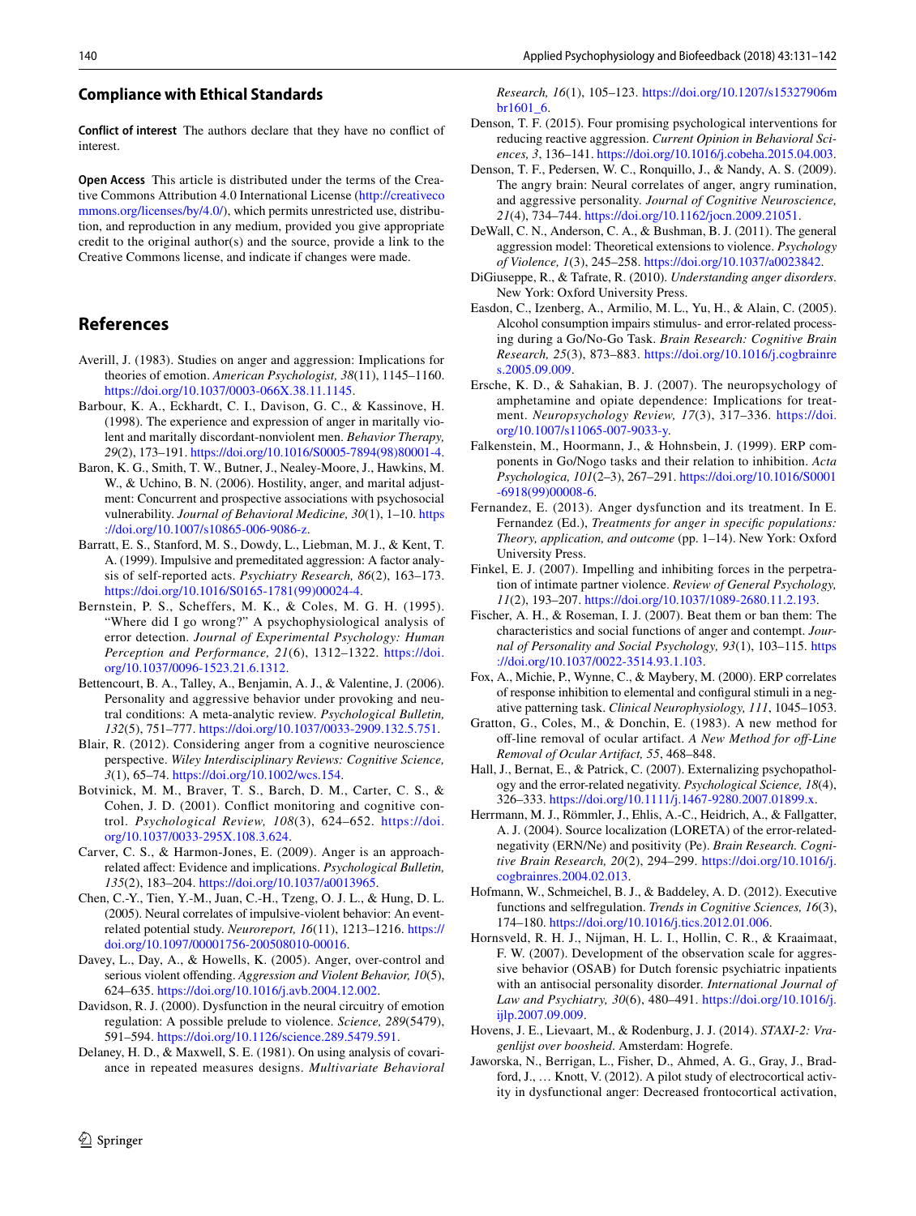## Compliance with Ethical Standards

**Conflict of interest** The authors declare that they have no conflict of interest.

**Open Access** This article is distributed under the terms of the Creative Commons Attribution 4.0 International License (http://creativecommons.org/licenses/by/4.0/), which permits unrestricted use, distribution, and reproduction in any medium, provided you give appropriate credit to the original author(s) and the source, provide a link to the Creative Commons license, and indicate if changes were made.

## References

Averill, J. (1983). Studies on anger and aggression: Implications for theories of emotion. *American Psychologist, 38*(11), 1145–1160. https://doi.org/10.1037/0003-066X.38.11.1145.

Barbour, K. A., Eckhardt, C. I., Davison, G. C., & Kassinove, H. (1998). The experience and expression of anger in maritally violent and maritally discordant-nonviolent men. *Behavior Therapy, 29*(2), 173–191. https://doi.org/10.1016/S0005-7894(98)80001-4.

Baron, K. G., Smith, T. W., Butner, J., Nealey-Moore, J., Hawkins, M. W., & Uchino, B. N. (2006). Hostility, anger, and marital adjustment: Concurrent and prospective associations with psychosocial vulnerability. *Journal of Behavioral Medicine, 30*(1), 1–10. https://doi.org/10.1007/s10865-006-9086-z.

Barratt, E. S., Stanford, M. S., Dowdy, L., Liebman, M. J., & Kent, T. A. (1999). Impulsive and premeditated aggression: A factor analysis of self-reported acts. *Psychiatry Research, 86*(2), 163–173. https://doi.org/10.1016/S0165-1781(99)00024-4.

Bernstein, P. S., Scheffers, M. K., & Coles, M. G. H. (1995). "Where did I go wrong?" A psychophysiological analysis of error detection. *Journal of Experimental Psychology: Human Perception and Performance, 21*(6), 1312–1322. https://doi.org/10.1037/0096-1523.21.6.1312.

Bettencourt, B. A., Talley, A., Benjamin, A. J., & Valentine, J. (2006). Personality and aggressive behavior under provoking and neutral conditions: A meta-analytic review. *Psychological Bulletin, 132*(5), 751–777. https://doi.org/10.1037/0033-2909.132.5.751.

Blair, R. (2012). Considering anger from a cognitive neuroscience perspective. *Wiley Interdisciplinary Reviews: Cognitive Science, 3*(1), 65–74. https://doi.org/10.1002/wcs.154.

Botvinick, M. M., Braver, T. S., Barch, D. M., Carter, C. S., & Cohen, J. D. (2001). Conflict monitoring and cognitive control. *Psychological Review, 108*(3), 624–652. https://doi.org/10.1037/0033-295X.108.3.624.

Carver, C. S., & Harmon-Jones, E. (2009). Anger is an approach-related affect: Evidence and implications. *Psychological Bulletin, 135*(2), 183–204. https://doi.org/10.1037/a0013965.

Chen, C.-Y., Tien, Y.-M., Juan, C.-H., Tzeng, O. J. L., & Hung, D. L. (2005). Neural correlates of impulsive-violent behavior: An event-related potential study. *Neuroreport, 16*(11), 1213–1216. https://doi.org/10.1097/00001756-200508010-00016.

Davey, L., Day, A., & Howells, K. (2005). Anger, over-control and serious violent offending. *Aggression and Violent Behavior, 10*(5), 624–635. https://doi.org/10.1016/j.avb.2004.12.002.

Davidson, R. J. (2000). Dysfunction in the neural circuitry of emotion regulation: A possible prelude to violence. *Science, 289*(5479), 591–594. https://doi.org/10.1126/science.289.5479.591.

Delaney, H. D., & Maxwell, S. E. (1981). On using analysis of covariance in repeated measures designs. *Multivariate Behavioral Research, 16*(1), 105–123. https://doi.org/10.1207/s15327906mbr1601_6.

Denson, T. F. (2015). Four promising psychological interventions for reducing reactive aggression. *Current Opinion in Behavioral Sciences, 3*, 136–141. https://doi.org/10.1016/j.cobeha.2015.04.003.

Denson, T. F., Pedersen, W. C., Ronquillo, J., & Nandy, A. S. (2009). The angry brain: Neural correlates of anger, angry rumination, and aggressive personality. *Journal of Cognitive Neuroscience, 21*(4), 734–744. https://doi.org/10.1162/jocn.2009.21051.

DeWall, C. N., Anderson, C. A., & Bushman, B. J. (2011). The general aggression model: Theoretical extensions to violence. *Psychology of Violence, 1*(3), 245–258. https://doi.org/10.1037/a0023842.

DiGiuseppe, R., & Tafrate, R. (2010). *Understanding anger disorders*. New York: Oxford University Press.

Easdon, C., Izenberg, A., Armilio, M. L., Yu, H., & Alain, C. (2005). Alcohol consumption impairs stimulus- and error-related processing during a Go/No-Go Task. *Brain Research: Cognitive Brain Research, 25*(3), 873–883. https://doi.org/10.1016/j.cogbrainres.2005.09.009.

Ersche, K. D., & Sahakian, B. J. (2007). The neuropsychology of amphetamine and opiate dependence: Implications for treatment. *Neuropsychology Review, 17*(3), 317–336. https://doi.org/10.1007/s11065-007-9033-y.

Falkenstein, M., Hoormann, J., & Hohnsbein, J. (1999). ERP components in Go/Nogo tasks and their relation to inhibition. *Acta Psychologica, 101*(2–3), 267–291. https://doi.org/10.1016/S0001-6918(99)00008-6.

Fernandez, E. (2013). Anger dysfunction and its treatment. In E. Fernandez (Ed.), *Treatments for anger in specific populations: Theory, application, and outcome* (pp. 1–14). New York: Oxford University Press.

Finkel, E. J. (2007). Impelling and inhibiting forces in the perpetration of intimate partner violence. *Review of General Psychology, 11*(2), 193–207. https://doi.org/10.1037/1089-2680.11.2.193.

Fischer, A. H., & Roseman, I. J. (2007). Beat them or ban them: The characteristics and social functions of anger and contempt. *Journal of Personality and Social Psychology, 93*(1), 103–115. https://doi.org/10.1037/0022-3514.93.1.103.

Fox, A., Michie, P., Wynne, C., & Maybery, M. (2000). ERP correlates of response inhibition to elemental and configural stimuli in a negative patterning task. *Clinical Neurophysiology, 111*, 1045–1053.

Gratton, G., Coles, M., & Donchin, E. (1983). A new method for off-line removal of ocular artifact. *A New Method for off-Line Removal of Ocular Artifact, 55*, 468–848.

Hall, J., Bernat, E., & Patrick, C. (2007). Externalizing psychopathology and the error-related negativity. *Psychological Science, 18*(4), 326–333. https://doi.org/10.1111/j.1467-9280.2007.01899.x.

Herrmann, M. J., Römmler, J., Ehlis, A.-C., Heidrich, A., & Fallgatter, A. J. (2004). Source localization (LORETA) of the error-related-negativity (ERN/Ne) and positivity (Pe). *Brain Research. Cognitive Brain Research, 20*(2), 294–299. https://doi.org/10.1016/j.cogbrainres.2004.02.013.

Hofmann, W., Schmeichel, B. J., & Baddeley, A. D. (2012). Executive functions and selfregulation. *Trends in Cognitive Sciences, 16*(3), 174–180. https://doi.org/10.1016/j.tics.2012.01.006.

Hornsveld, R. H. J., Nijman, H. L. I., Hollin, C. R., & Kraaimaat, F. W. (2007). Development of the observation scale for aggressive behavior (OSAB) for Dutch forensic psychiatric inpatients with an antisocial personality disorder. *International Journal of Law and Psychiatry, 30*(6), 480–491. https://doi.org/10.1016/j.ijlp.2007.09.009.

Hovens, J. E., Lievaart, M., & Rodenburg, J. J. (2014). *STAXI-2: Vragenlijst over boosheid*. Amsterdam: Hogrefe.

Jaworska, N., Berrigan, L., Fisher, D., Ahmed, A. G., Gray, J., Bradford, J., … Knott, V. (2012). A pilot study of electrocortical activity in dysfunctional anger: Decreased frontocortical activation,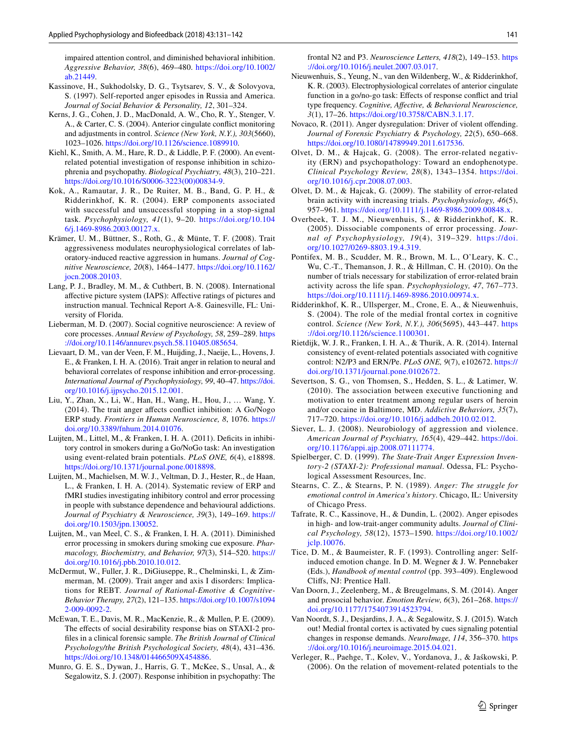impaired attention control, and diminished behavioral inhibition. *Aggressive Behavior, 38*(6), 469–480. https://doi.org/10.1002/ab.21449.

Kassinove, H., Sukhodolsky, D. G., Tsytsarev, S. V., & Solovyova, S. (1997). Self-reported anger episodes in Russia and America. *Journal of Social Behavior & Personality, 12*, 301–324.

Kerns, J. G., Cohen, J. D., MacDonald, A. W., Cho, R. Y., Stenger, V. A., & Carter, C. S. (2004). Anterior cingulate conflict monitoring and adjustments in control. *Science (New York, N.Y.), 303*(5660), 1023–1026. https://doi.org/10.1126/science.1089910.

Kiehl, K., Smith, A. M., Hare, R. D., & Liddle, P. F. (2000). An event-related potential investigation of response inhibition in schizophrenia and psychopathy. *Biological Psychiatry, 48*(3), 210–221. https://doi.org/10.1016/S0006-3223(00)00834-9.

Kok, A., Ramautar, J. R., De Ruiter, M. B., Band, G. P. H., & Ridderinkhof, K. R. (2004). ERP components associated with successful and unsuccessful stopping in a stop-signal task. *Psychophysiology, 41*(1), 9–20. https://doi.org/10.1046/j.1469-8986.2003.00127.x.

Krämer, U. M., Büttner, S., Roth, G., & Münte, T. F. (2008). Trait aggressiveness modulates neurophysiological correlates of laboratory-induced reactive aggression in humans. *Journal of Cognitive Neuroscience, 20*(8), 1464–1477. https://doi.org/10.1162/jocn.2008.20103.

Lang, P. J., Bradley, M. M., & Cuthbert, B. N. (2008). International affective picture system (IAPS): Affective ratings of pictures and instruction manual. Technical Report A-8. Gainesville, FL: University of Florida.

Lieberman, M. D. (2007). Social cognitive neuroscience: A review of core processes. *Annual Review of Psychology, 58*, 259–289. https://doi.org/10.1146/annurev.psych.58.110405.085654.

Lievaart, D. M., van der Veen, F. M., Huijding, J., Naeije, L., Hovens, J. E., & Franken, I. H. A. (2016). Trait anger in relation to neural and behavioral correlates of response inhibition and error-processing. *International Journal of Psychophysiology, 99*, 40–47. https://doi.org/10.1016/j.ijpsycho.2015.12.001.

Liu, Y., Zhan, X., Li, W., Han, H., Wang, H., Hou, J., … Wang, Y. (2014). The trait anger affects conflict inhibition: A Go/Nogo ERP study. *Frontiers in Human Neuroscience, 8*, 1076. https://doi.org/10.3389/fnhum.2014.01076.

Luijten, M., Littel, M., & Franken, I. H. A. (2011). Deficits in inhibitory control in smokers during a Go/NoGo task: An investigation using event-related brain potentials. *PLoS ONE, 6*(4), e18898. https://doi.org/10.1371/journal.pone.0018898.

Luijten, M., Machielsen, M. W. J., Veltman, D. J., Hester, R., de Haan, L., & Franken, I. H. A. (2014). Systematic review of ERP and fMRI studies investigating inhibitory control and error processing in people with substance dependence and behavioural addictions. *Journal of Psychiatry & Neuroscience, 39*(3), 149–169. https://doi.org/10.1503/jpn.130052.

Luijten, M., van Meel, C. S., & Franken, I. H. A. (2011). Diminished error processing in smokers during smoking cue exposure. *Pharmacology, Biochemistry, and Behavior, 97*(3), 514–520. https://doi.org/10.1016/j.pbb.2010.10.012.

McDermut, W., Fuller, J. R., DiGiuseppe, R., Chelminski, I., & Zimmerman, M. (2009). Trait anger and axis I disorders: Implications for REBT. *Journal of Rational-Emotive & Cognitive-Behavior Therapy, 27*(2), 121–135. https://doi.org/10.1007/s10942-009-0092-2.

McEwan, T. E., Davis, M. R., MacKenzie, R., & Mullen, P. E. (2009). The effects of social desirability response bias on STAXI-2 profiles in a clinical forensic sample. *The British Journal of Clinical Psychology/the British Psychological Society, 48*(4), 431–436. https://doi.org/10.1348/014466509X454886.

Munro, G. E. S., Dywan, J., Harris, G. T., McKee, S., Unsal, A., & Segalowitz, S. J. (2007). Response inhibition in psychopathy: The frontal N2 and P3. *Neuroscience Letters, 418*(2), 149–153. https://doi.org/10.1016/j.neulet.2007.03.017.

Nieuwenhuis, S., Yeung, N., van den Wildenberg, W., & Ridderinkhof, K. R. (2003). Electrophysiological correlates of anterior cingulate function in a go/no-go task: Effects of response conflict and trial type frequency. *Cognitive, Affective, & Behavioral Neuroscience, 3*(1), 17–26. https://doi.org/10.3758/CABN.3.1.17.

Novaco, R. (2011). Anger dysregulation: Driver of violent offending. *Journal of Forensic Psychiatry & Psychology, 22*(5), 650–668. https://doi.org/10.1080/14789949.2011.617536.

Olvet, D. M., & Hajcak, G. (2008). The error-related negativity (ERN) and psychopathology: Toward an endophenotype. *Clinical Psychology Review, 28*(8), 1343–1354. https://doi.org/10.1016/j.cpr.2008.07.003.

Olvet, D. M., & Hajcak, G. (2009). The stability of error-related brain activity with increasing trials. *Psychophysiology, 46*(5), 957–961. https://doi.org/10.1111/j.1469-8986.2009.00848.x.

Overbeek, T. J. M., Nieuwenhuis, S., & Ridderinkhof, K. R. (2005). Dissociable components of error processing. *Journal of Psychophysiology, 19*(4), 319–329. https://doi.org/10.1027/0269-8803.19.4.319.

Pontifex, M. B., Scudder, M. R., Brown, M. L., O'Leary, K. C., Wu, C.-T., Themanson, J. R., & Hillman, C. H. (2010). On the number of trials necessary for stabilization of error-related brain activity across the life span. *Psychophysiology, 47*, 767–773. https://doi.org/10.1111/j.1469-8986.2010.00974.x.

Ridderinkhof, K. R., Ullsperger, M., Crone, E. A., & Nieuwenhuis, S. (2004). The role of the medial frontal cortex in cognitive control. *Science (New York, N.Y.), 306*(5695), 443–447. https://doi.org/10.1126/science.1100301.

Rietdijk, W. J. R., Franken, I. H. A., & Thurik, A. R. (2014). Internal consistency of event-related potentials associated with cognitive control: N2/P3 and ERN/Pe. *PLoS ONE, 9*(7), e102672. https://doi.org/10.1371/journal.pone.0102672.

Severtson, S. G., von Thomsen, S., Hedden, S. L., & Latimer, W. (2010). The association between executive functioning and motivation to enter treatment among regular users of heroin and/or cocaine in Baltimore, MD. *Addictive Behaviors, 35*(7), 717–720. https://doi.org/10.1016/j.addbeh.2010.02.012.

Siever, L. J. (2008). Neurobiology of aggression and violence. *American Journal of Psychiatry, 165*(4), 429–442. https://doi.org/10.1176/appi.ajp.2008.07111774.

Spielberger, C. D. (1999). *The State-Trait Anger Expression Inventory-2 (STAXI-2): Professional manual*. Odessa, FL: Psychological Assessment Resources, Inc.

Stearns, C. Z., & Stearns, P. N. (1989). *Anger: The struggle for emotional control in America's history*. Chicago, IL: University of Chicago Press.

Tafrate, R. C., Kassinove, H., & Dundin, L. (2002). Anger episodes in high- and low-trait-anger community adults. *Journal of Clinical Psychology, 58*(12), 1573–1590. https://doi.org/10.1002/jclp.10076.

Tice, D. M., & Baumeister, R. F. (1993). Controlling anger: Self-induced emotion change. In D. M. Wegner & J. W. Pennebaker (Eds.), *Handbook of mental control* (pp. 393–409). Englewood Cliffs, NJ: Prentice Hall.

Van Doorn, J., Zeelenberg, M., & Breugelmans, S. M. (2014). Anger and prosocial behavior. *Emotion Review, 6*(3), 261–268. https://doi.org/10.1177/1754073914523794.

Van Noordt, S. J., Desjardins, J. A., & Segalowitz, S. J. (2015). Watch out! Medial frontal cortex is activated by cues signaling potential changes in response demands. *NeuroImage, 114*, 356–370. https://doi.org/10.1016/j.neuroimage.2015.04.021.

Verleger, R., Paehge, T., Kolev, V., Yordanova, J., & Jaśkowski, P. (2006). On the relation of movement-related potentials to the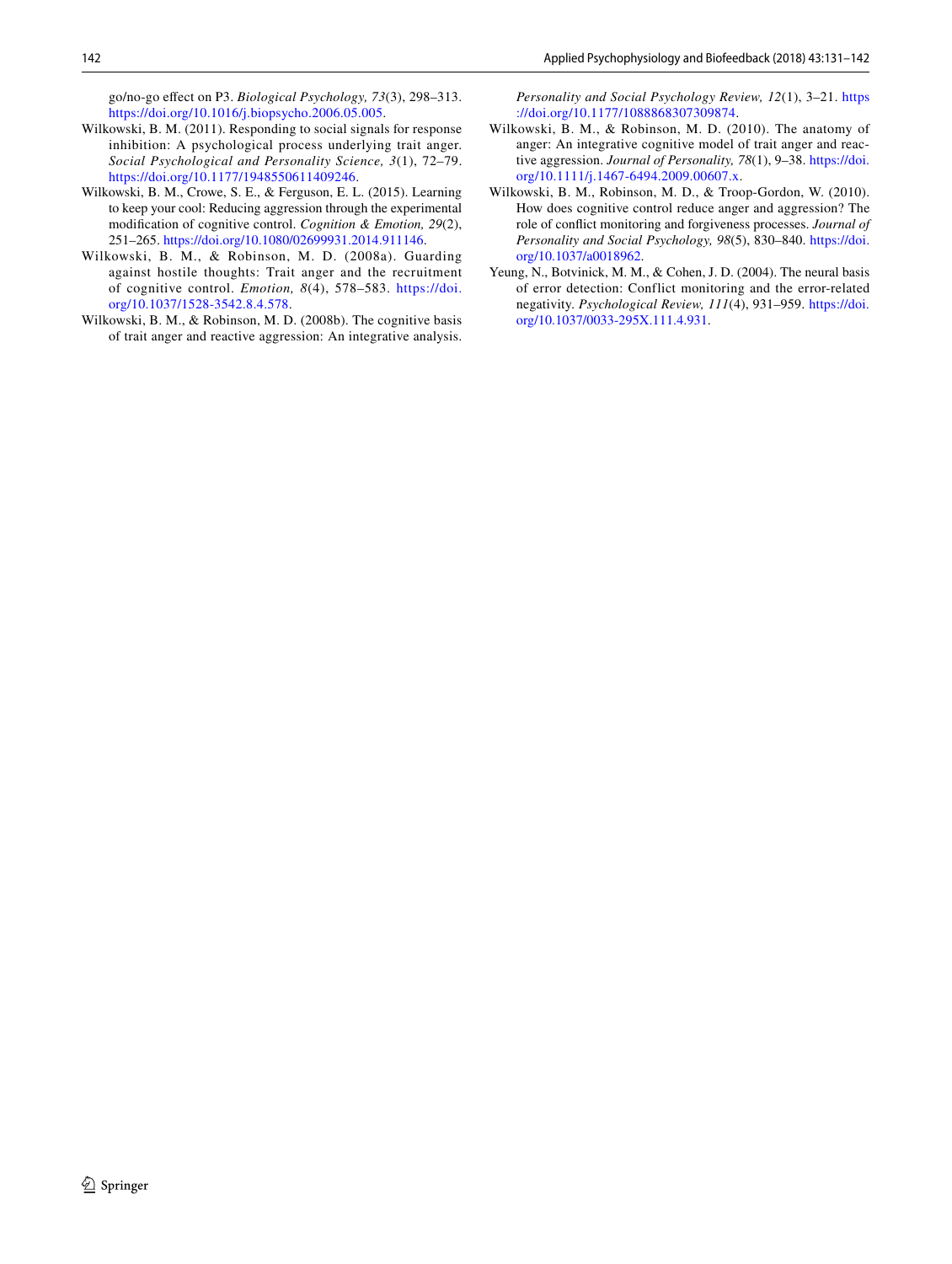go/no-go effect on P3. *Biological Psychology, 73*(3), 298–313. https://doi.org/10.1016/j.biopsycho.2006.05.005.

Wilkowski, B. M. (2011). Responding to social signals for response inhibition: A psychological process underlying trait anger. *Social Psychological and Personality Science, 3*(1), 72–79. https://doi.org/10.1177/1948550611409246.

Wilkowski, B. M., Crowe, S. E., & Ferguson, E. L. (2015). Learning to keep your cool: Reducing aggression through the experimental modification of cognitive control. *Cognition & Emotion, 29*(2), 251–265. https://doi.org/10.1080/02699931.2014.911146.

Wilkowski, B. M., & Robinson, M. D. (2008a). Guarding against hostile thoughts: Trait anger and the recruitment of cognitive control. *Emotion, 8*(4), 578–583. https://doi.org/10.1037/1528-3542.8.4.578.

Wilkowski, B. M., & Robinson, M. D. (2008b). The cognitive basis of trait anger and reactive aggression: An integrative analysis. *Personality and Social Psychology Review, 12*(1), 3–21. https://doi.org/10.1177/1088868307309874.

Wilkowski, B. M., & Robinson, M. D. (2010). The anatomy of anger: An integrative cognitive model of trait anger and reactive aggression. *Journal of Personality, 78*(1), 9–38. https://doi.org/10.1111/j.1467-6494.2009.00607.x.

Wilkowski, B. M., Robinson, M. D., & Troop-Gordon, W. (2010). How does cognitive control reduce anger and aggression? The role of conflict monitoring and forgiveness processes. *Journal of Personality and Social Psychology, 98*(5), 830–840. https://doi.org/10.1037/a0018962.

Yeung, N., Botvinick, M. M., & Cohen, J. D. (2004). The neural basis of error detection: Conflict monitoring and the error-related negativity. *Psychological Review, 111*(4), 931–959. https://doi.org/10.1037/0033-295X.111.4.931.